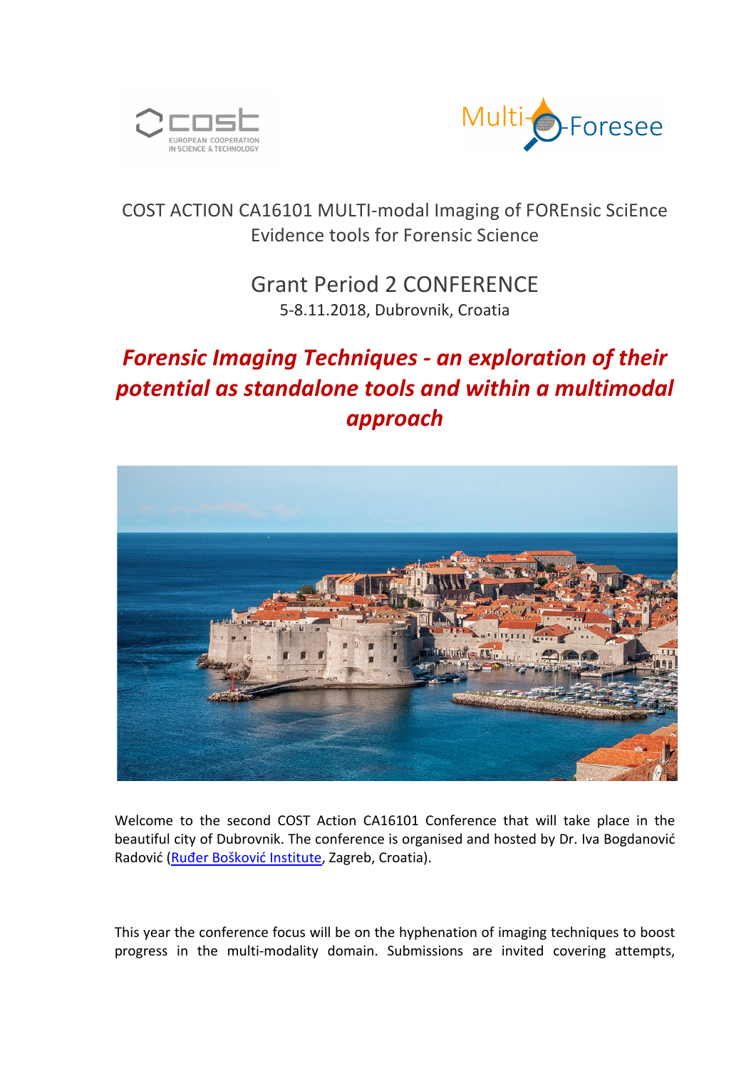COST ACTION CA16101 MULTI-modal Imaging of FOREnsic SciEnce Evidence tools for Forensic Science

# Grant Period 2 CONFERENCE

5-8.11.2018, Dubrovnik, Croatia

## *Forensic Imaging Techniques - an exploration of their potential as standalone tools and within a multimodal approach*

Welcome to the second COST Action CA16101 Conference that will take place in the beautiful city of Dubrovnik. The conference is organised and hosted by Dr. Iva Bogdanović Radović (Ruđer Bošković Institute, Zagreb, Croatia).

This year the conference focus will be on the hyphenation of imaging techniques to boost progress in the multi-modality domain. Submissions are invited covering attempts,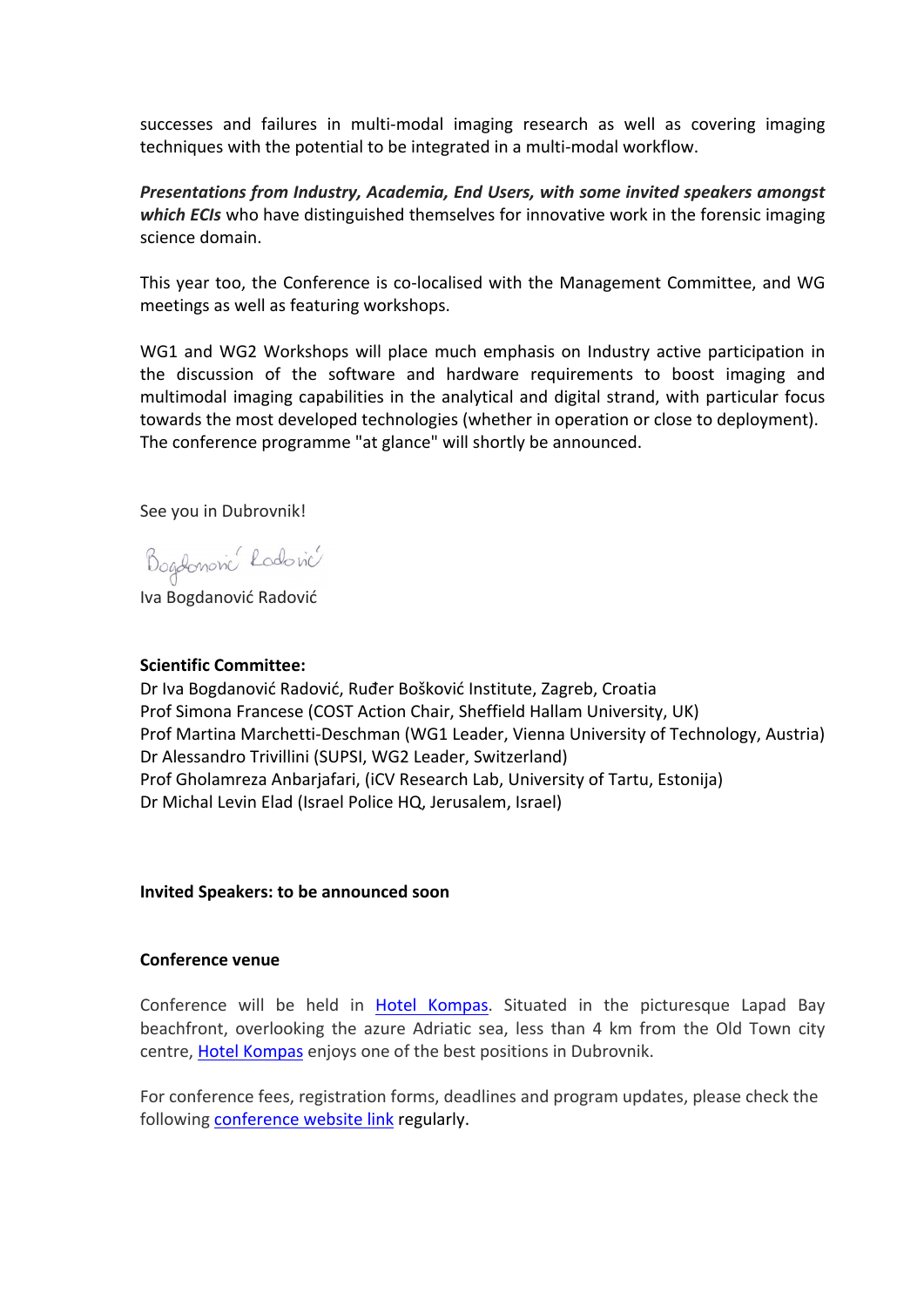successes and failures in multi-modal imaging research as well as covering imaging techniques with the potential to be integrated in a multi-modal workflow.

***Presentations from Industry, Academia, End Users, with some invited speakers amongst which ECIs*** who have distinguished themselves for innovative work in the forensic imaging science domain.

This year too, the Conference is co-localised with the Management Committee, and WG meetings as well as featuring workshops.

WG1 and WG2 Workshops will place much emphasis on Industry active participation in the discussion of the software and hardware requirements to boost imaging and multimodal imaging capabilities in the analytical and digital strand, with particular focus towards the most developed technologies (whether in operation or close to deployment). The conference programme "at glance" will shortly be announced.

See you in Dubrovnik!

Bogdanović Radović

Iva Bogdanović Radović

**Scientific Committee:**
Dr Iva Bogdanović Radović, Ruđer Bošković Institute, Zagreb, Croatia
Prof Simona Francese (COST Action Chair, Sheffield Hallam University, UK)
Prof Martina Marchetti-Deschman (WG1 Leader, Vienna University of Technology, Austria)
Dr Alessandro Trivillini (SUPSI, WG2 Leader, Switzerland)
Prof Gholamreza Anbarjafari, (iCV Research Lab, University of Tartu, Estonija)
Dr Michal Levin Elad (Israel Police HQ, Jerusalem, Israel)

**Invited Speakers: to be announced soon**

**Conference venue**

Conference will be held in Hotel Kompas. Situated in the picturesque Lapad Bay beachfront, overlooking the azure Adriatic sea, less than 4 km from the Old Town city centre, Hotel Kompas enjoys one of the best positions in Dubrovnik.

For conference fees, registration forms, deadlines and program updates, please check the following conference website link regularly.